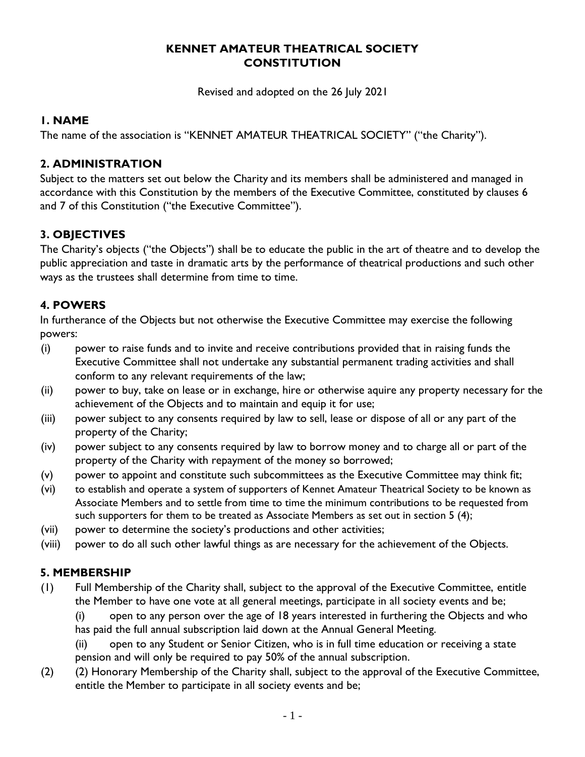# KENNET AMATEUR THEATRICAL SOCIETY CONSTITUTION

Revised and adopted on the 26 July 2021

## 1. NAME

The name of the association is "KENNET AMATEUR THEATRICAL SOCIETY" ("the Charity").

## 2. ADMINISTRATION

Subject to the matters set out below the Charity and its members shall be administered and managed in accordance with this Constitution by the members of the Executive Committee, constituted by clauses 6 and 7 of this Constitution ("the Executive Committee").

## 3. OBJECTIVES

The Charity's objects ("the Objects") shall be to educate the public in the art of theatre and to develop the public appreciation and taste in dramatic arts by the performance of theatrical productions and such other ways as the trustees shall determine from time to time.

## 4. POWERS

In furtherance of the Objects but not otherwise the Executive Committee may exercise the following powers:

- (i) power to raise funds and to invite and receive contributions provided that in raising funds the Executive Committee shall not undertake any substantial permanent trading activities and shall conform to any relevant requirements of the law;
- (ii) power to buy, take on lease or in exchange, hire or otherwise aquire any property necessary for the achievement of the Objects and to maintain and equip it for use;
- (iii) power subject to any consents required by law to sell, lease or dispose of all or any part of the property of the Charity;
- (iv) power subject to any consents required by law to borrow money and to charge all or part of the property of the Charity with repayment of the money so borrowed;
- (v) power to appoint and constitute such subcommittees as the Executive Committee may think fit;
- (vi) to establish and operate a system of supporters of Kennet Amateur Theatrical Society to be known as Associate Members and to settle from time to time the minimum contributions to be requested from such supporters for them to be treated as Associate Members as set out in section 5 (4);
- (vii) power to determine the society's productions and other activities;
- (viii) power to do all such other lawful things as are necessary for the achievement of the Objects.

## 5. MEMBERSHIP

- (1) Full Membership of the Charity shall, subject to the approval of the Executive Committee, entitle the Member to have one vote at all general meetings, participate in all society events and be;
  - (i) open to any person over the age of 18 years interested in furthering the Objects and who has paid the full annual subscription laid down at the Annual General Meeting.
  - (ii) open to any Student or Senior Citizen, who is in full time education or receiving a state pension and will only be required to pay 50% of the annual subscription.
- (2) (2) Honorary Membership of the Charity shall, subject to the approval of the Executive Committee, entitle the Member to participate in all society events and be;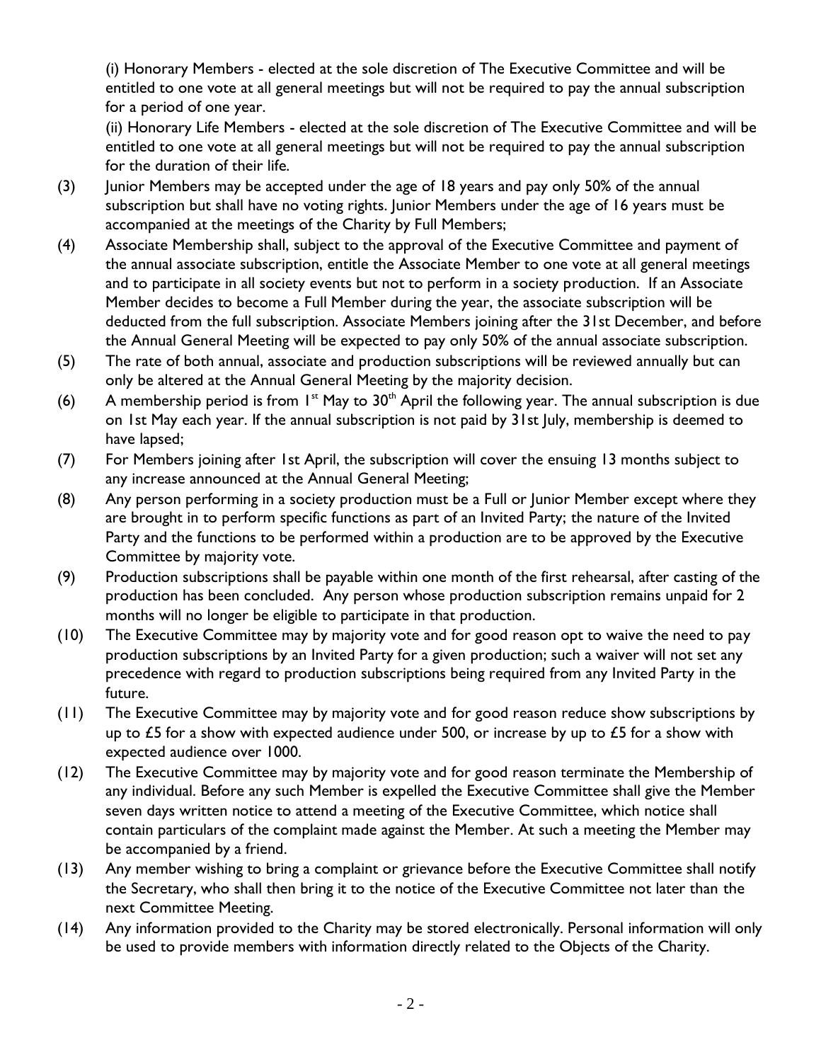(i) Honorary Members - elected at the sole discretion of The Executive Committee and will be entitled to one vote at all general meetings but will not be required to pay the annual subscription for a period of one year.

(ii) Honorary Life Members - elected at the sole discretion of The Executive Committee and will be entitled to one vote at all general meetings but will not be required to pay the annual subscription for the duration of their life.

(3) Junior Members may be accepted under the age of 18 years and pay only 50% of the annual subscription but shall have no voting rights. Junior Members under the age of 16 years must be accompanied at the meetings of the Charity by Full Members;

(4) Associate Membership shall, subject to the approval of the Executive Committee and payment of the annual associate subscription, entitle the Associate Member to one vote at all general meetings and to participate in all society events but not to perform in a society production. If an Associate Member decides to become a Full Member during the year, the associate subscription will be deducted from the full subscription. Associate Members joining after the 31st December, and before the Annual General Meeting will be expected to pay only 50% of the annual associate subscription.

(5) The rate of both annual, associate and production subscriptions will be reviewed annually but can only be altered at the Annual General Meeting by the majority decision.

(6) A membership period is from 1st May to 30th April the following year. The annual subscription is due on 1st May each year. If the annual subscription is not paid by 31st July, membership is deemed to have lapsed;

(7) For Members joining after 1st April, the subscription will cover the ensuing 13 months subject to any increase announced at the Annual General Meeting;

(8) Any person performing in a society production must be a Full or Junior Member except where they are brought in to perform specific functions as part of an Invited Party; the nature of the Invited Party and the functions to be performed within a production are to be approved by the Executive Committee by majority vote.

(9) Production subscriptions shall be payable within one month of the first rehearsal, after casting of the production has been concluded. Any person whose production subscription remains unpaid for 2 months will no longer be eligible to participate in that production.

(10) The Executive Committee may by majority vote and for good reason opt to waive the need to pay production subscriptions by an Invited Party for a given production; such a waiver will not set any precedence with regard to production subscriptions being required from any Invited Party in the future.

(11) The Executive Committee may by majority vote and for good reason reduce show subscriptions by up to £5 for a show with expected audience under 500, or increase by up to £5 for a show with expected audience over 1000.

(12) The Executive Committee may by majority vote and for good reason terminate the Membership of any individual. Before any such Member is expelled the Executive Committee shall give the Member seven days written notice to attend a meeting of the Executive Committee, which notice shall contain particulars of the complaint made against the Member. At such a meeting the Member may be accompanied by a friend.

(13) Any member wishing to bring a complaint or grievance before the Executive Committee shall notify the Secretary, who shall then bring it to the notice of the Executive Committee not later than the next Committee Meeting.

(14) Any information provided to the Charity may be stored electronically. Personal information will only be used to provide members with information directly related to the Objects of the Charity.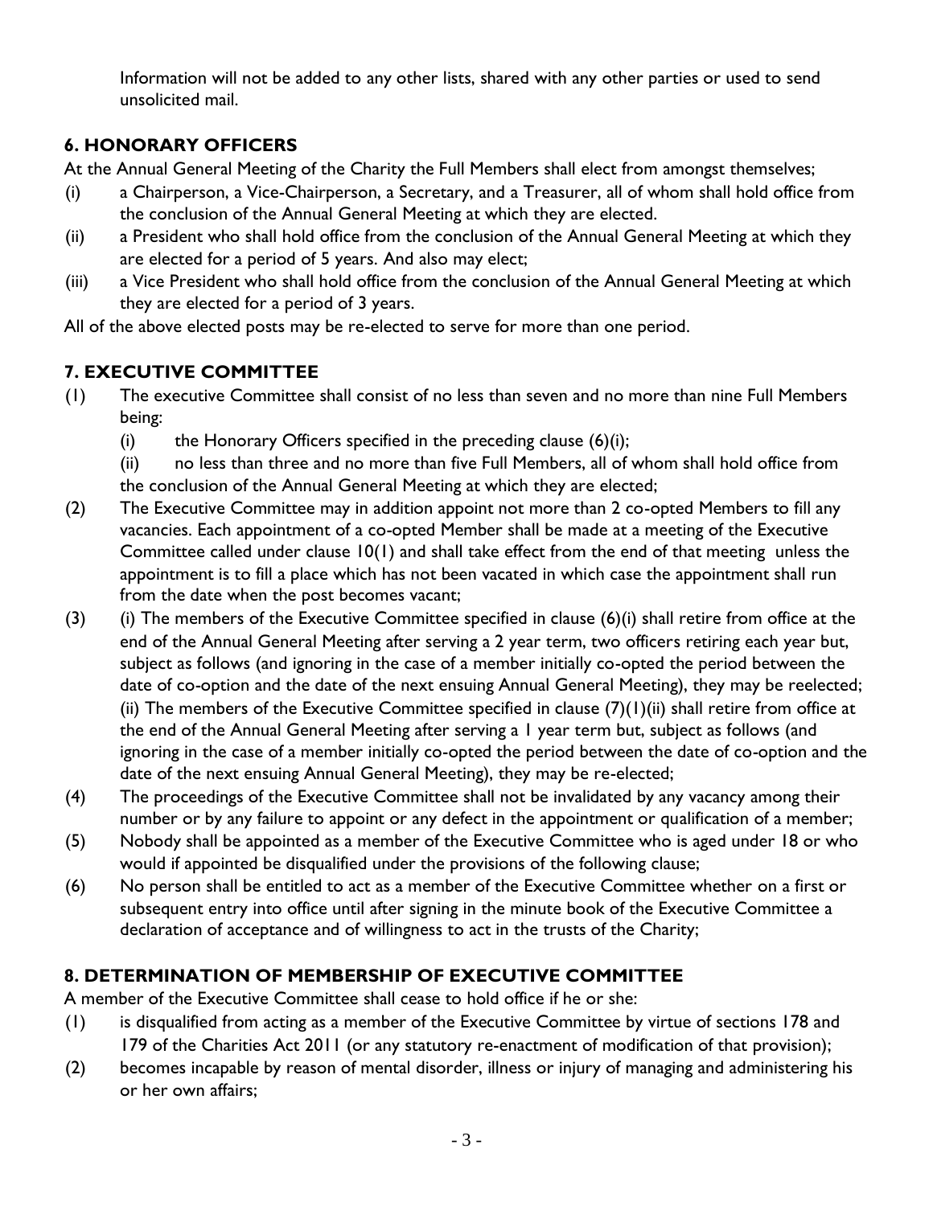Information will not be added to any other lists, shared with any other parties or used to send unsolicited mail.

## 6. HONORARY OFFICERS

At the Annual General Meeting of the Charity the Full Members shall elect from amongst themselves;

(i) a Chairperson, a Vice-Chairperson, a Secretary, and a Treasurer, all of whom shall hold office from the conclusion of the Annual General Meeting at which they are elected.

(ii) a President who shall hold office from the conclusion of the Annual General Meeting at which they are elected for a period of 5 years. And also may elect;

(iii) a Vice President who shall hold office from the conclusion of the Annual General Meeting at which they are elected for a period of 3 years.

All of the above elected posts may be re-elected to serve for more than one period.

## 7. EXECUTIVE COMMITTEE

(1) The executive Committee shall consist of no less than seven and no more than nine Full Members being:

(i) the Honorary Officers specified in the preceding clause (6)(i);

(ii) no less than three and no more than five Full Members, all of whom shall hold office from the conclusion of the Annual General Meeting at which they are elected;

(2) The Executive Committee may in addition appoint not more than 2 co-opted Members to fill any vacancies. Each appointment of a co-opted Member shall be made at a meeting of the Executive Committee called under clause 10(1) and shall take effect from the end of that meeting unless the appointment is to fill a place which has not been vacated in which case the appointment shall run from the date when the post becomes vacant;

(3) (i) The members of the Executive Committee specified in clause (6)(i) shall retire from office at the end of the Annual General Meeting after serving a 2 year term, two officers retiring each year but, subject as follows (and ignoring in the case of a member initially co-opted the period between the date of co-option and the date of the next ensuing Annual General Meeting), they may be reelected;
(ii) The members of the Executive Committee specified in clause (7)(1)(ii) shall retire from office at the end of the Annual General Meeting after serving a 1 year term but, subject as follows (and ignoring in the case of a member initially co-opted the period between the date of co-option and the date of the next ensuing Annual General Meeting), they may be re-elected;

(4) The proceedings of the Executive Committee shall not be invalidated by any vacancy among their number or by any failure to appoint or any defect in the appointment or qualification of a member;

(5) Nobody shall be appointed as a member of the Executive Committee who is aged under 18 or who would if appointed be disqualified under the provisions of the following clause;

(6) No person shall be entitled to act as a member of the Executive Committee whether on a first or subsequent entry into office until after signing in the minute book of the Executive Committee a declaration of acceptance and of willingness to act in the trusts of the Charity;

## 8. DETERMINATION OF MEMBERSHIP OF EXECUTIVE COMMITTEE

A member of the Executive Committee shall cease to hold office if he or she:

(1) is disqualified from acting as a member of the Executive Committee by virtue of sections 178 and 179 of the Charities Act 2011 (or any statutory re-enactment of modification of that provision);

(2) becomes incapable by reason of mental disorder, illness or injury of managing and administering his or her own affairs;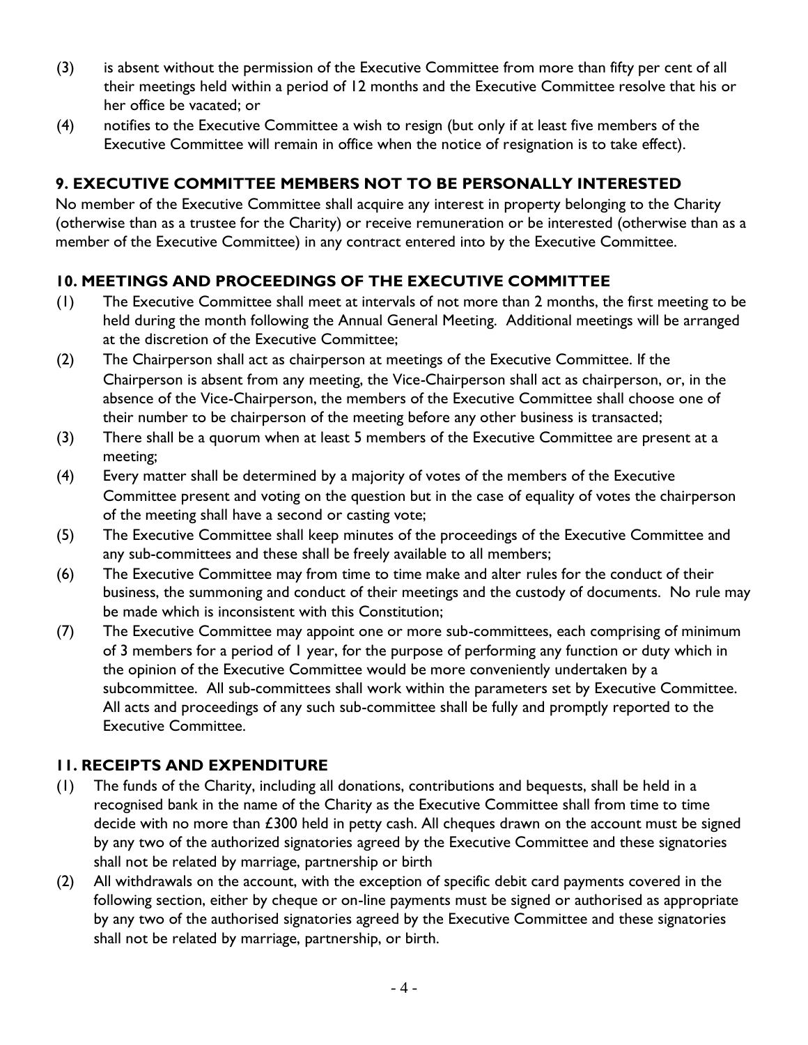(3) is absent without the permission of the Executive Committee from more than fifty per cent of all their meetings held within a period of 12 months and the Executive Committee resolve that his or her office be vacated; or

(4) notifies to the Executive Committee a wish to resign (but only if at least five members of the Executive Committee will remain in office when the notice of resignation is to take effect).

## 9. EXECUTIVE COMMITTEE MEMBERS NOT TO BE PERSONALLY INTERESTED

No member of the Executive Committee shall acquire any interest in property belonging to the Charity (otherwise than as a trustee for the Charity) or receive remuneration or be interested (otherwise than as a member of the Executive Committee) in any contract entered into by the Executive Committee.

## 10. MEETINGS AND PROCEEDINGS OF THE EXECUTIVE COMMITTEE

(1) The Executive Committee shall meet at intervals of not more than 2 months, the first meeting to be held during the month following the Annual General Meeting. Additional meetings will be arranged at the discretion of the Executive Committee;

(2) The Chairperson shall act as chairperson at meetings of the Executive Committee. If the Chairperson is absent from any meeting, the Vice-Chairperson shall act as chairperson, or, in the absence of the Vice-Chairperson, the members of the Executive Committee shall choose one of their number to be chairperson of the meeting before any other business is transacted;

(3) There shall be a quorum when at least 5 members of the Executive Committee are present at a meeting;

(4) Every matter shall be determined by a majority of votes of the members of the Executive Committee present and voting on the question but in the case of equality of votes the chairperson of the meeting shall have a second or casting vote;

(5) The Executive Committee shall keep minutes of the proceedings of the Executive Committee and any sub-committees and these shall be freely available to all members;

(6) The Executive Committee may from time to time make and alter rules for the conduct of their business, the summoning and conduct of their meetings and the custody of documents. No rule may be made which is inconsistent with this Constitution;

(7) The Executive Committee may appoint one or more sub-committees, each comprising of minimum of 3 members for a period of 1 year, for the purpose of performing any function or duty which in the opinion of the Executive Committee would be more conveniently undertaken by a subcommittee. All sub-committees shall work within the parameters set by Executive Committee. All acts and proceedings of any such sub-committee shall be fully and promptly reported to the Executive Committee.

## 11. RECEIPTS AND EXPENDITURE

(1) The funds of the Charity, including all donations, contributions and bequests, shall be held in a recognised bank in the name of the Charity as the Executive Committee shall from time to time decide with no more than £300 held in petty cash. All cheques drawn on the account must be signed by any two of the authorized signatories agreed by the Executive Committee and these signatories shall not be related by marriage, partnership or birth

(2) All withdrawals on the account, with the exception of specific debit card payments covered in the following section, either by cheque or on-line payments must be signed or authorised as appropriate by any two of the authorised signatories agreed by the Executive Committee and these signatories shall not be related by marriage, partnership, or birth.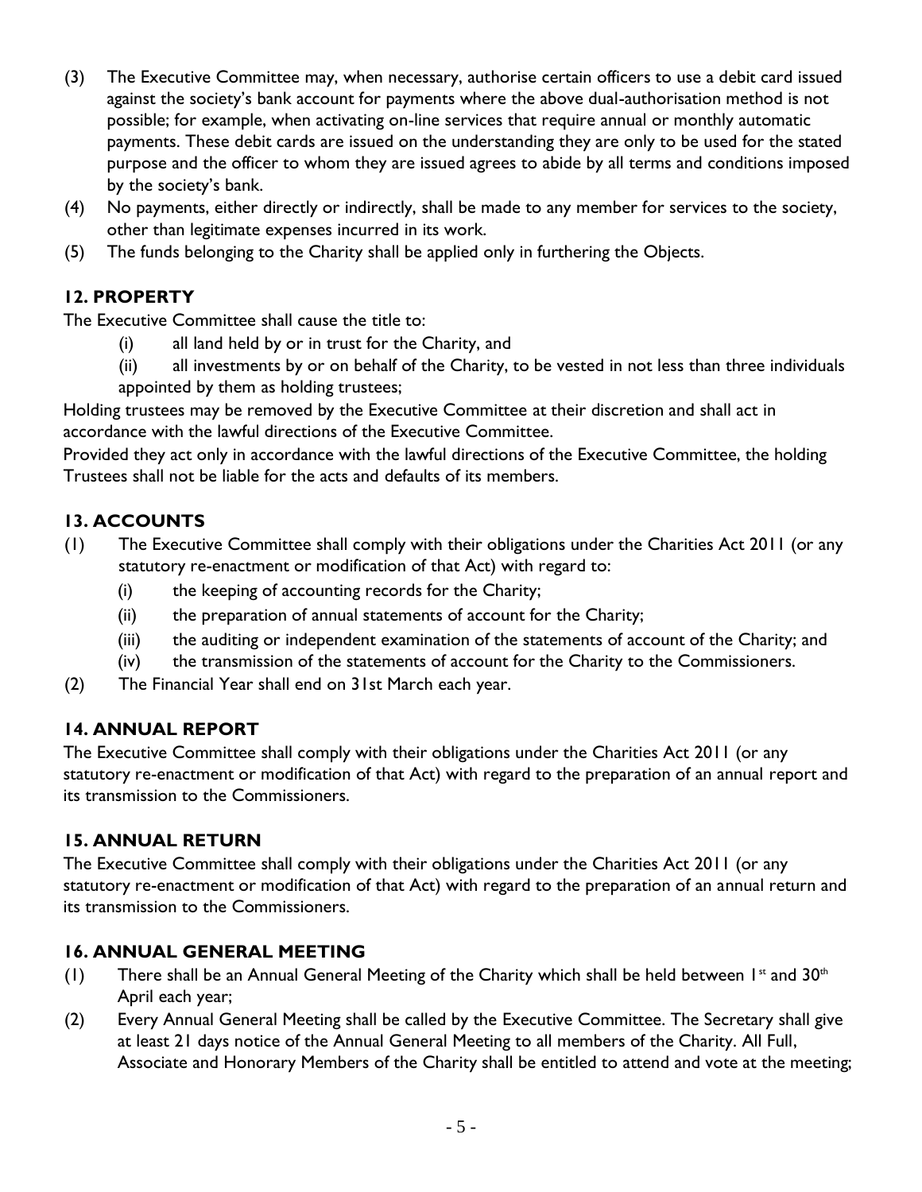(3) The Executive Committee may, when necessary, authorise certain officers to use a debit card issued against the society's bank account for payments where the above dual-authorisation method is not possible; for example, when activating on-line services that require annual or monthly automatic payments. These debit cards are issued on the understanding they are only to be used for the stated purpose and the officer to whom they are issued agrees to abide by all terms and conditions imposed by the society's bank.

(4) No payments, either directly or indirectly, shall be made to any member for services to the society, other than legitimate expenses incurred in its work.

(5) The funds belonging to the Charity shall be applied only in furthering the Objects.

## 12. PROPERTY

The Executive Committee shall cause the title to:

(i) all land held by or in trust for the Charity, and

(ii) all investments by or on behalf of the Charity, to be vested in not less than three individuals appointed by them as holding trustees;

Holding trustees may be removed by the Executive Committee at their discretion and shall act in accordance with the lawful directions of the Executive Committee.

Provided they act only in accordance with the lawful directions of the Executive Committee, the holding Trustees shall not be liable for the acts and defaults of its members.

## 13. ACCOUNTS

(1) The Executive Committee shall comply with their obligations under the Charities Act 2011 (or any statutory re-enactment or modification of that Act) with regard to:

(i) the keeping of accounting records for the Charity;

(ii) the preparation of annual statements of account for the Charity;

(iii) the auditing or independent examination of the statements of account of the Charity; and

(iv) the transmission of the statements of account for the Charity to the Commissioners.

(2) The Financial Year shall end on 31st March each year.

## 14. ANNUAL REPORT

The Executive Committee shall comply with their obligations under the Charities Act 2011 (or any statutory re-enactment or modification of that Act) with regard to the preparation of an annual report and its transmission to the Commissioners.

## 15. ANNUAL RETURN

The Executive Committee shall comply with their obligations under the Charities Act 2011 (or any statutory re-enactment or modification of that Act) with regard to the preparation of an annual return and its transmission to the Commissioners.

## 16. ANNUAL GENERAL MEETING

(1) There shall be an Annual General Meeting of the Charity which shall be held between 1st and 30th April each year;

(2) Every Annual General Meeting shall be called by the Executive Committee. The Secretary shall give at least 21 days notice of the Annual General Meeting to all members of the Charity. All Full, Associate and Honorary Members of the Charity shall be entitled to attend and vote at the meeting;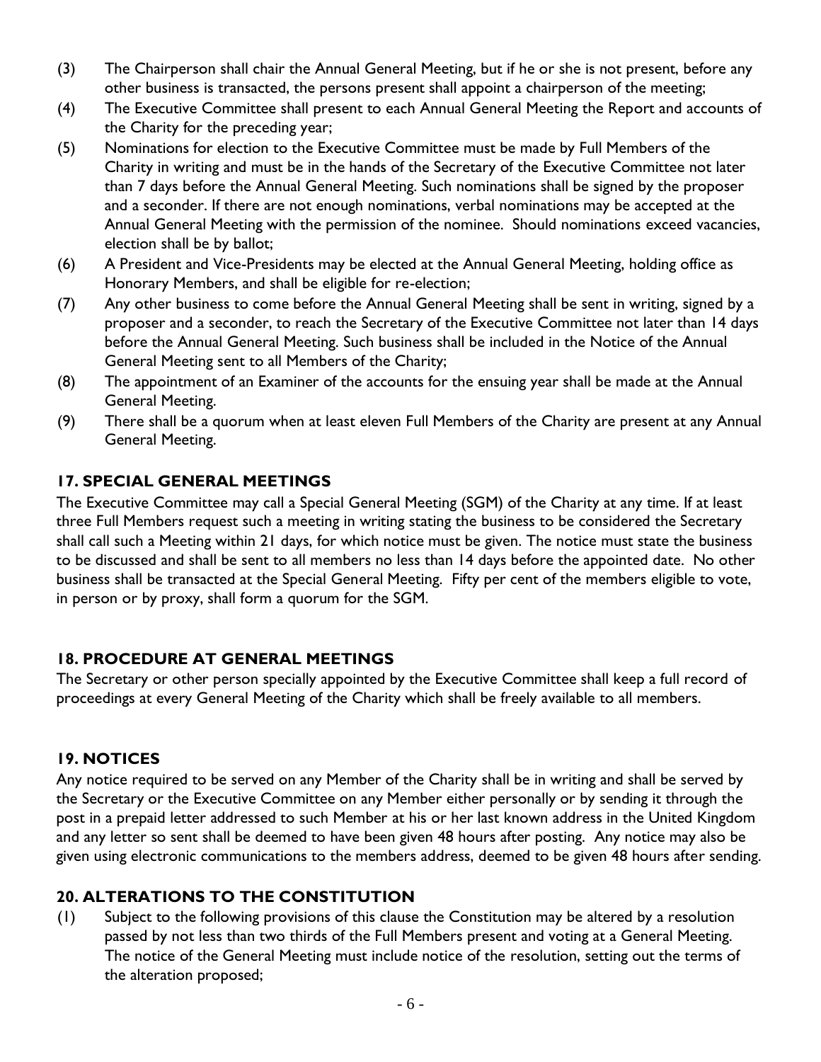(3) The Chairperson shall chair the Annual General Meeting, but if he or she is not present, before any other business is transacted, the persons present shall appoint a chairperson of the meeting;

(4) The Executive Committee shall present to each Annual General Meeting the Report and accounts of the Charity for the preceding year;

(5) Nominations for election to the Executive Committee must be made by Full Members of the Charity in writing and must be in the hands of the Secretary of the Executive Committee not later than 7 days before the Annual General Meeting. Such nominations shall be signed by the proposer and a seconder. If there are not enough nominations, verbal nominations may be accepted at the Annual General Meeting with the permission of the nominee. Should nominations exceed vacancies, election shall be by ballot;

(6) A President and Vice-Presidents may be elected at the Annual General Meeting, holding office as Honorary Members, and shall be eligible for re-election;

(7) Any other business to come before the Annual General Meeting shall be sent in writing, signed by a proposer and a seconder, to reach the Secretary of the Executive Committee not later than 14 days before the Annual General Meeting. Such business shall be included in the Notice of the Annual General Meeting sent to all Members of the Charity;

(8) The appointment of an Examiner of the accounts for the ensuing year shall be made at the Annual General Meeting.

(9) There shall be a quorum when at least eleven Full Members of the Charity are present at any Annual General Meeting.

## 17. SPECIAL GENERAL MEETINGS

The Executive Committee may call a Special General Meeting (SGM) of the Charity at any time. If at least three Full Members request such a meeting in writing stating the business to be considered the Secretary shall call such a Meeting within 21 days, for which notice must be given. The notice must state the business to be discussed and shall be sent to all members no less than 14 days before the appointed date. No other business shall be transacted at the Special General Meeting. Fifty per cent of the members eligible to vote, in person or by proxy, shall form a quorum for the SGM.

## 18. PROCEDURE AT GENERAL MEETINGS

The Secretary or other person specially appointed by the Executive Committee shall keep a full record of proceedings at every General Meeting of the Charity which shall be freely available to all members.

## 19. NOTICES

Any notice required to be served on any Member of the Charity shall be in writing and shall be served by the Secretary or the Executive Committee on any Member either personally or by sending it through the post in a prepaid letter addressed to such Member at his or her last known address in the United Kingdom and any letter so sent shall be deemed to have been given 48 hours after posting. Any notice may also be given using electronic communications to the members address, deemed to be given 48 hours after sending.

## 20. ALTERATIONS TO THE CONSTITUTION

(1) Subject to the following provisions of this clause the Constitution may be altered by a resolution passed by not less than two thirds of the Full Members present and voting at a General Meeting. The notice of the General Meeting must include notice of the resolution, setting out the terms of the alteration proposed;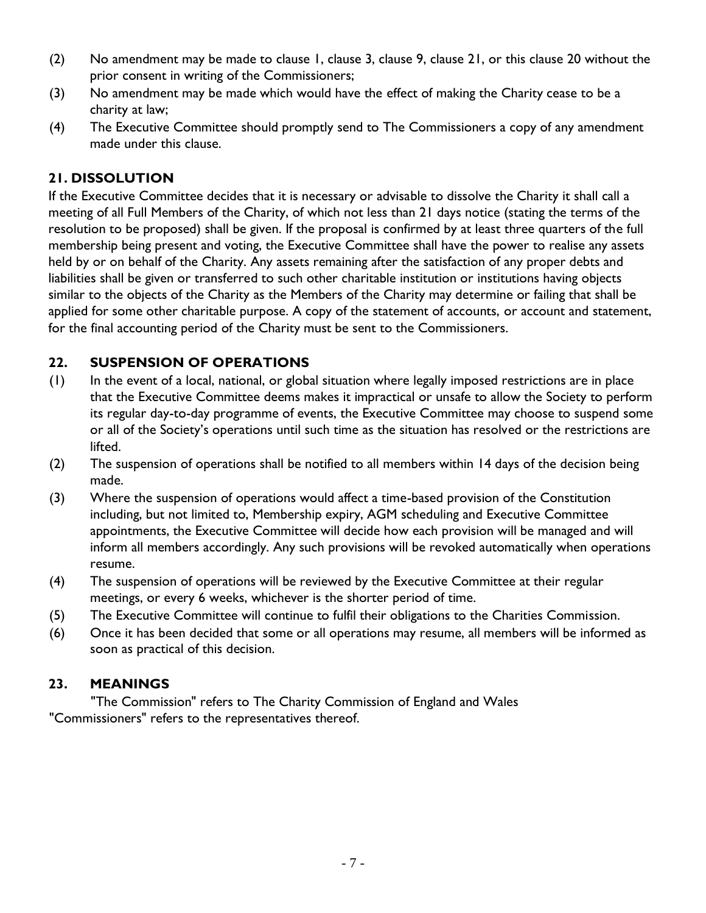(2) No amendment may be made to clause 1, clause 3, clause 9, clause 21, or this clause 20 without the prior consent in writing of the Commissioners;

(3) No amendment may be made which would have the effect of making the Charity cease to be a charity at law;

(4) The Executive Committee should promptly send to The Commissioners a copy of any amendment made under this clause.

## 21. DISSOLUTION

If the Executive Committee decides that it is necessary or advisable to dissolve the Charity it shall call a meeting of all Full Members of the Charity, of which not less than 21 days notice (stating the terms of the resolution to be proposed) shall be given. If the proposal is confirmed by at least three quarters of the full membership being present and voting, the Executive Committee shall have the power to realise any assets held by or on behalf of the Charity. Any assets remaining after the satisfaction of any proper debts and liabilities shall be given or transferred to such other charitable institution or institutions having objects similar to the objects of the Charity as the Members of the Charity may determine or failing that shall be applied for some other charitable purpose. A copy of the statement of accounts, or account and statement, for the final accounting period of the Charity must be sent to the Commissioners.

## 22. SUSPENSION OF OPERATIONS

(1) In the event of a local, national, or global situation where legally imposed restrictions are in place that the Executive Committee deems makes it impractical or unsafe to allow the Society to perform its regular day-to-day programme of events, the Executive Committee may choose to suspend some or all of the Society's operations until such time as the situation has resolved or the restrictions are lifted.

(2) The suspension of operations shall be notified to all members within 14 days of the decision being made.

(3) Where the suspension of operations would affect a time-based provision of the Constitution including, but not limited to, Membership expiry, AGM scheduling and Executive Committee appointments, the Executive Committee will decide how each provision will be managed and will inform all members accordingly. Any such provisions will be revoked automatically when operations resume.

(4) The suspension of operations will be reviewed by the Executive Committee at their regular meetings, or every 6 weeks, whichever is the shorter period of time.

(5) The Executive Committee will continue to fulfil their obligations to the Charities Commission.

(6) Once it has been decided that some or all operations may resume, all members will be informed as soon as practical of this decision.

## 23. MEANINGS

"The Commission" refers to The Charity Commission of England and Wales
"Commissioners" refers to the representatives thereof.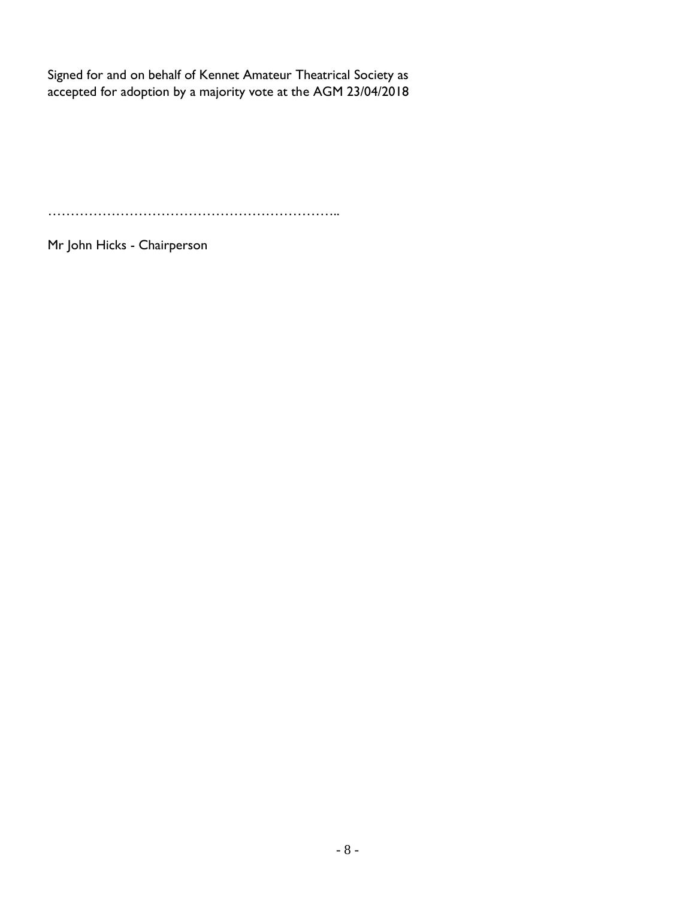Signed for and on behalf of Kennet Amateur Theatrical Society as accepted for adoption by a majority vote at the AGM 23/04/2018

………………………………………………………..

Mr John Hicks - Chairperson